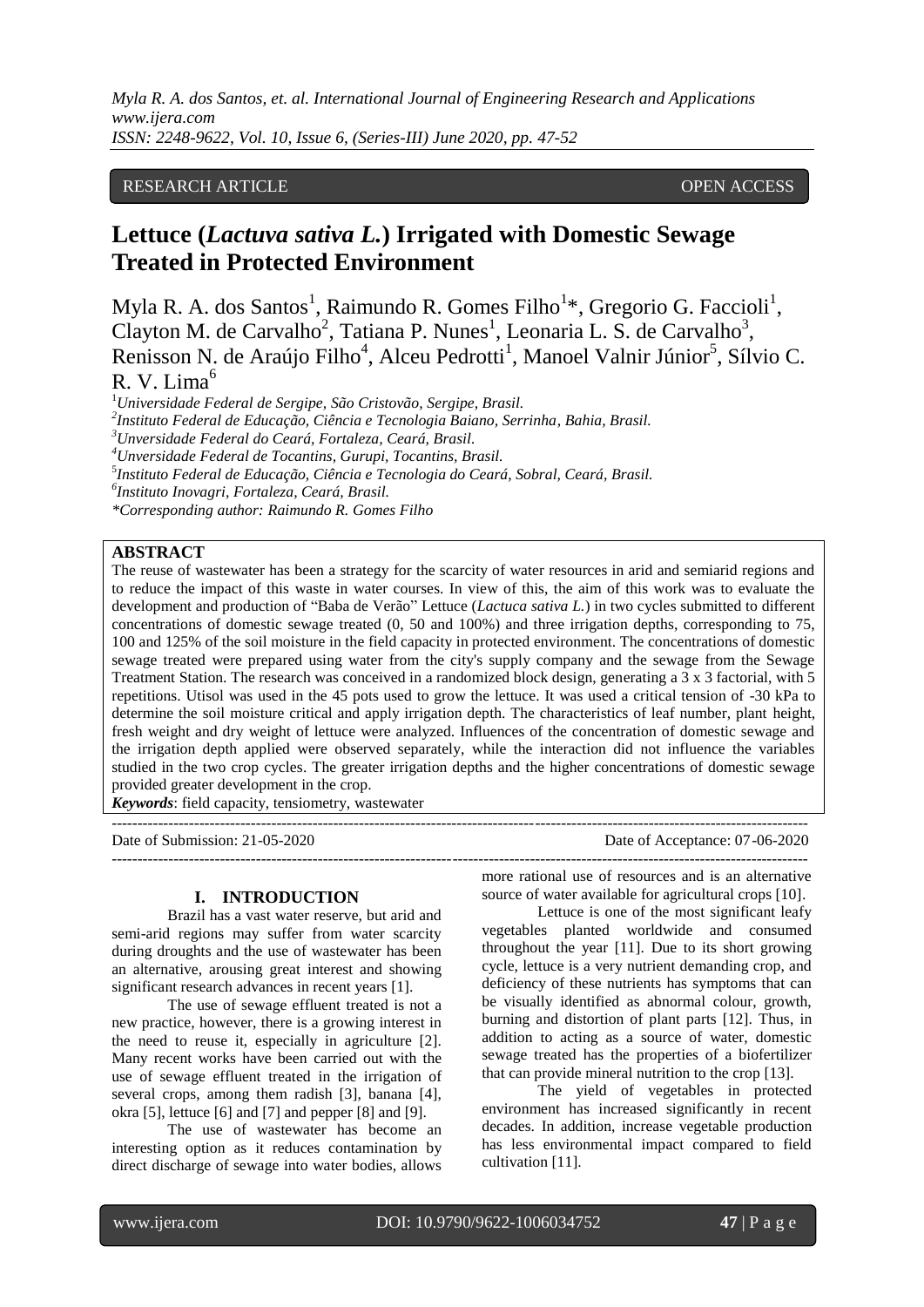RESEARCH ARTICLE OPEN ACCESS

# Lettuce (*Lactuva sativa L.*) Irrigated with Domestic Sewage Treated in Protected Environment

Myla R. A. dos Santos[1], Raimundo R. Gomes Filho[1]*, Gregorio G. Faccioli[1], Clayton M. de Carvalho[2], Tatiana P. Nunes[1], Leonaria L. S. de Carvalho[3], Renisson N. de Araújo Filho[4], Alceu Pedrotti[1], Manoel Valnir Júnior[5], Sílvio C. R. V. Lima[6]

[1]*Universidade Federal de Sergipe, São Cristovão, Sergipe, Brasil.*
[2]*Instituto Federal de Educação, Ciência e Tecnologia Baiano, Serrinha, Bahia, Brasil.*
[3]*Unversidade Federal do Ceará, Fortaleza, Ceará, Brasil.*
[4]*Unversidade Federal de Tocantins, Gurupi, Tocantins, Brasil.*
[5]*Instituto Federal de Educação, Ciência e Tecnologia do Ceará, Sobral, Ceará, Brasil.*
[6]*Instituto Inovagri, Fortaleza, Ceará, Brasil.*
*\*Corresponding author: Raimundo R. Gomes Filho*

**ABSTRACT**

The reuse of wastewater has been a strategy for the scarcity of water resources in arid and semiarid regions and to reduce the impact of this waste in water courses. In view of this, the aim of this work was to evaluate the development and production of "Baba de Verão" Lettuce (*Lactuca sativa L.*) in two cycles submitted to different concentrations of domestic sewage treated (0, 50 and 100%) and three irrigation depths, corresponding to 75, 100 and 125% of the soil moisture in the field capacity in protected environment. The concentrations of domestic sewage treated were prepared using water from the city's supply company and the sewage from the Sewage Treatment Station. The research was conceived in a randomized block design, generating a 3 x 3 factorial, with 5 repetitions. Utisol was used in the 45 pots used to grow the lettuce. It was used a critical tension of -30 kPa to determine the soil moisture critical and apply irrigation depth. The characteristics of leaf number, plant height, fresh weight and dry weight of lettuce were analyzed. Influences of the concentration of domestic sewage and the irrigation depth applied were observed separately, while the interaction did not influence the variables studied in the two crop cycles. The greater irrigation depths and the higher concentrations of domestic sewage provided greater development in the crop.

***Keywords***: field capacity, tensiometry, wastewater

---

Date of Submission: 21-05-2020 Date of Acceptance: 07-06-2020

---

## I. INTRODUCTION

Brazil has a vast water reserve, but arid and semi-arid regions may suffer from water scarcity during droughts and the use of wastewater has been an alternative, arousing great interest and showing significant research advances in recent years [1].

The use of sewage effluent treated is not a new practice, however, there is a growing interest in the need to reuse it, especially in agriculture [2]. Many recent works have been carried out with the use of sewage effluent treated in the irrigation of several crops, among them radish [3], banana [4], okra [5], lettuce [6] and [7] and pepper [8] and [9].

The use of wastewater has become an interesting option as it reduces contamination by direct discharge of sewage into water bodies, allows more rational use of resources and is an alternative source of water available for agricultural crops [10].

Lettuce is one of the most significant leafy vegetables planted worldwide and consumed throughout the year [11]. Due to its short growing cycle, lettuce is a very nutrient demanding crop, and deficiency of these nutrients has symptoms that can be visually identified as abnormal colour, growth, burning and distortion of plant parts [12]. Thus, in addition to acting as a source of water, domestic sewage treated has the properties of a biofertilizer that can provide mineral nutrition to the crop [13].

The yield of vegetables in protected environment has increased significantly in recent decades. In addition, increase vegetable production has less environmental impact compared to field cultivation [11].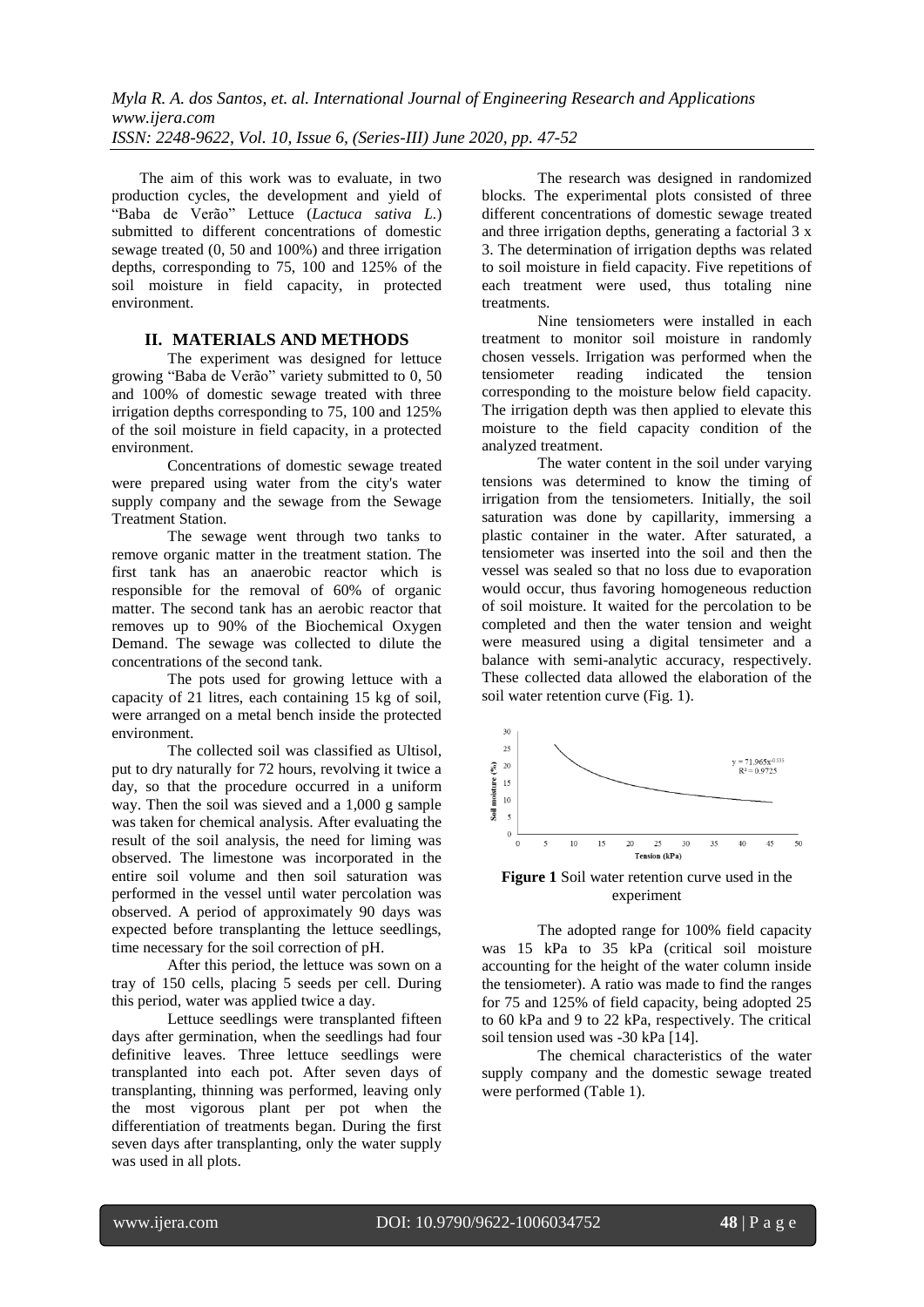The aim of this work was to evaluate, in two production cycles, the development and yield of "Baba de Verão" Lettuce (*Lactuca sativa L.*) submitted to different concentrations of domestic sewage treated (0, 50 and 100%) and three irrigation depths, corresponding to 75, 100 and 125% of the soil moisture in field capacity, in protected environment.

## II. MATERIALS AND METHODS

The experiment was designed for lettuce growing "Baba de Verão" variety submitted to 0, 50 and 100% of domestic sewage treated with three irrigation depths corresponding to 75, 100 and 125% of the soil moisture in field capacity, in a protected environment.

Concentrations of domestic sewage treated were prepared using water from the city's water supply company and the sewage from the Sewage Treatment Station.

The sewage went through two tanks to remove organic matter in the treatment station. The first tank has an anaerobic reactor which is responsible for the removal of 60% of organic matter. The second tank has an aerobic reactor that removes up to 90% of the Biochemical Oxygen Demand. The sewage was collected to dilute the concentrations of the second tank.

The pots used for growing lettuce with a capacity of 21 litres, each containing 15 kg of soil, were arranged on a metal bench inside the protected environment.

The collected soil was classified as Ultisol, put to dry naturally for 72 hours, revolving it twice a day, so that the procedure occurred in a uniform way. Then the soil was sieved and a 1,000 g sample was taken for chemical analysis. After evaluating the result of the soil analysis, the need for liming was observed. The limestone was incorporated in the entire soil volume and then soil saturation was performed in the vessel until water percolation was observed. A period of approximately 90 days was expected before transplanting the lettuce seedlings, time necessary for the soil correction of pH.

After this period, the lettuce was sown on a tray of 150 cells, placing 5 seeds per cell. During this period, water was applied twice a day.

Lettuce seedlings were transplanted fifteen days after germination, when the seedlings had four definitive leaves. Three lettuce seedlings were transplanted into each pot. After seven days of transplanting, thinning was performed, leaving only the most vigorous plant per pot when the differentiation of treatments began. During the first seven days after transplanting, only the water supply was used in all plots.

The research was designed in randomized blocks. The experimental plots consisted of three different concentrations of domestic sewage treated and three irrigation depths, generating a factorial 3 x 3. The determination of irrigation depths was related to soil moisture in field capacity. Five repetitions of each treatment were used, thus totaling nine treatments.

Nine tensiometers were installed in each treatment to monitor soil moisture in randomly chosen vessels. Irrigation was performed when the tensiometer reading indicated the tension corresponding to the moisture below field capacity. The irrigation depth was then applied to elevate this moisture to the field capacity condition of the analyzed treatment.

The water content in the soil under varying tensions was determined to know the timing of irrigation from the tensiometers. Initially, the soil saturation was done by capillarity, immersing a plastic container in the water. After saturated, a tensiometer was inserted into the soil and then the vessel was sealed so that no loss due to evaporation would occur, thus favoring homogeneous reduction of soil moisture. It waited for the percolation to be completed and then the water tension and weight were measured using a digital tensimeter and a balance with semi-analytic accuracy, respectively. These collected data allowed the elaboration of the soil water retention curve (Fig. 1).

**Figure 1** Soil water retention curve used in the experiment

The adopted range for 100% field capacity was 15 kPa to 35 kPa (critical soil moisture accounting for the height of the water column inside the tensiometer). A ratio was made to find the ranges for 75 and 125% of field capacity, being adopted 25 to 60 kPa and 9 to 22 kPa, respectively. The critical soil tension used was -30 kPa [14].

The chemical characteristics of the water supply company and the domestic sewage treated were performed (Table 1).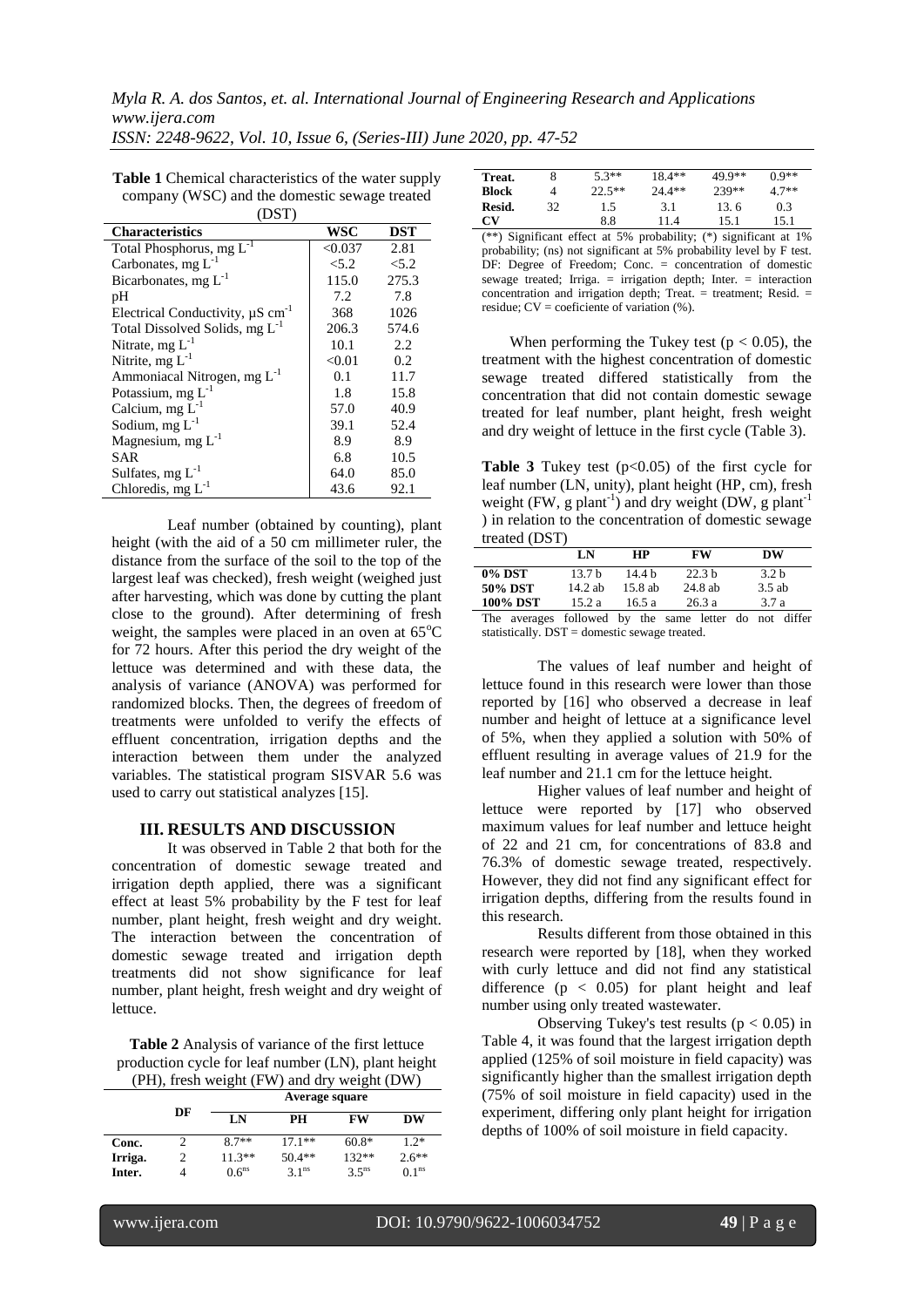**Table 1** Chemical characteristics of the water supply company (WSC) and the domestic sewage treated (DST)

| Characteristics | WSC | DST |
|---|---|---|
| Total Phosphorus, mg $L^{-1}$ | <0.037 | 2.81 |
| Carbonates, mg $L^{-1}$ | <5.2 | <5.2 |
| Bicarbonates, mg $L^{-1}$ | 115.0 | 275.3 |
| pH | 7.2 | 7.8 |
| Electrical Conductivity, µS $cm^{-1}$ | 368 | 1026 |
| Total Dissolved Solids, mg $L^{-1}$ | 206.3 | 574.6 |
| Nitrate, mg $L^{-1}$ | 10.1 | 2.2 |
| Nitrite, mg $L^{-1}$ | <0.01 | 0.2 |
| Ammoniacal Nitrogen, mg $L^{-1}$ | 0.1 | 11.7 |
| Potassium, mg $L^{-1}$ | 1.8 | 15.8 |
| Calcium, mg $L^{-1}$ | 57.0 | 40.9 |
| Sodium, mg $L^{-1}$ | 39.1 | 52.4 |
| Magnesium, mg $L^{-1}$ | 8.9 | 8.9 |
| SAR | 6.8 | 10.5 |
| Sulfates, mg $L^{-1}$ | 64.0 | 85.0 |
| Chloredis, mg $L^{-1}$ | 43.6 | 92.1 |

Leaf number (obtained by counting), plant height (with the aid of a 50 cm millimeter ruler, the distance from the surface of the soil to the top of the largest leaf was checked), fresh weight (weighed just after harvesting, which was done by cutting the plant close to the ground). After determining of fresh weight, the samples were placed in an oven at 65°C for 72 hours. After this period the dry weight of the lettuce was determined and with these data, the analysis of variance (ANOVA) was performed for randomized blocks. Then, the degrees of freedom of treatments were unfolded to verify the effects of effluent concentration, irrigation depths and the interaction between them under the analyzed variables. The statistical program SISVAR 5.6 was used to carry out statistical analyzes [15].

## III. RESULTS AND DISCUSSION

It was observed in Table 2 that both for the concentration of domestic sewage treated and irrigation depth applied, there was a significant effect at least 5% probability by the F test for leaf number, plant height, fresh weight and dry weight. The interaction between the concentration of domestic sewage treated and irrigation depth treatments did not show significance for leaf number, plant height, fresh weight and dry weight of lettuce.

**Table 2** Analysis of variance of the first lettuce production cycle for leaf number (LN), plant height (PH), fresh weight (FW) and dry weight (DW)

| | DF | Average square | | | |
|---|---|---|---|---|---|
| | | LN | PH | FW | DW |
| Conc. | 2 | 8.7** | 17.1** | 60.8* | 1.2* |
| Irriga. | 2 | 11.3** | 50.4** | 132** | 2.6** |
| Inter. | 4 | $0.6^{ns}$ | $3.1^{ns}$ | $3.5^{ns}$ | $0.1^{ns}$ |
| Treat. | 8 | 5.3** | 18.4** | 49.9** | 0.9** |
| Block | 4 | 22.5** | 24.4** | 239** | 4.7** |
| Resid. | 32 | 1.5 | 3.1 | 13. 6 | 0.3 |
| CV | | 8.8 | 11.4 | 15.1 | 15.1 |

(**) Significant effect at 5% probability; (*) significant at 1% probability; (ns) not significant at 5% probability level by F test. DF: Degree of Freedom; Conc. = concentration of domestic sewage treated; Irriga. = irrigation depth; Inter. = interaction concentration and irrigation depth; Treat. = treatment; Resid. = residue; CV = coeficiente of variation (%).

When performing the Tukey test ($p < 0.05$), the treatment with the highest concentration of domestic sewage treated differed statistically from the concentration that did not contain domestic sewage treated for leaf number, plant height, fresh weight and dry weight of lettuce in the first cycle (Table 3).

**Table 3** Tukey test ($p<0.05$) of the first cycle for leaf number (LN, unity), plant height (HP, cm), fresh weight (FW, g $plant^{-1}$) and dry weight (DW, g $plant^{-1}$) in relation to the concentration of domestic sewage treated (DST)

| | LN | HP | FW | DW |
|---|---|---|---|---|
| 0% DST | 13.7 b | 14.4 b | 22.3 b | 3.2 b |
| 50% DST | 14.2 ab | 15.8 ab | 24.8 ab | 3.5 ab |
| 100% DST | 15.2 a | 16.5 a | 26.3 a | 3.7 a |

The averages followed by the same letter do not differ statistically. DST = domestic sewage treated.

The values of leaf number and height of lettuce found in this research were lower than those reported by [16] who observed a decrease in leaf number and height of lettuce at a significance level of 5%, when they applied a solution with 50% of effluent resulting in average values of 21.9 for the leaf number and 21.1 cm for the lettuce height.

Higher values of leaf number and height of lettuce were reported by [17] who observed maximum values for leaf number and lettuce height of 22 and 21 cm, for concentrations of 83.8 and 76.3% of domestic sewage treated, respectively. However, they did not find any significant effect for irrigation depths, differing from the results found in this research.

Results different from those obtained in this research were reported by [18], when they worked with curly lettuce and did not find any statistical difference ($p < 0.05$) for plant height and leaf number using only treated wastewater.

Observing Tukey's test results ($p < 0.05$) in Table 4, it was found that the largest irrigation depth applied (125% of soil moisture in field capacity) was significantly higher than the smallest irrigation depth (75% of soil moisture in field capacity) used in the experiment, differing only plant height for irrigation depths of 100% of soil moisture in field capacity.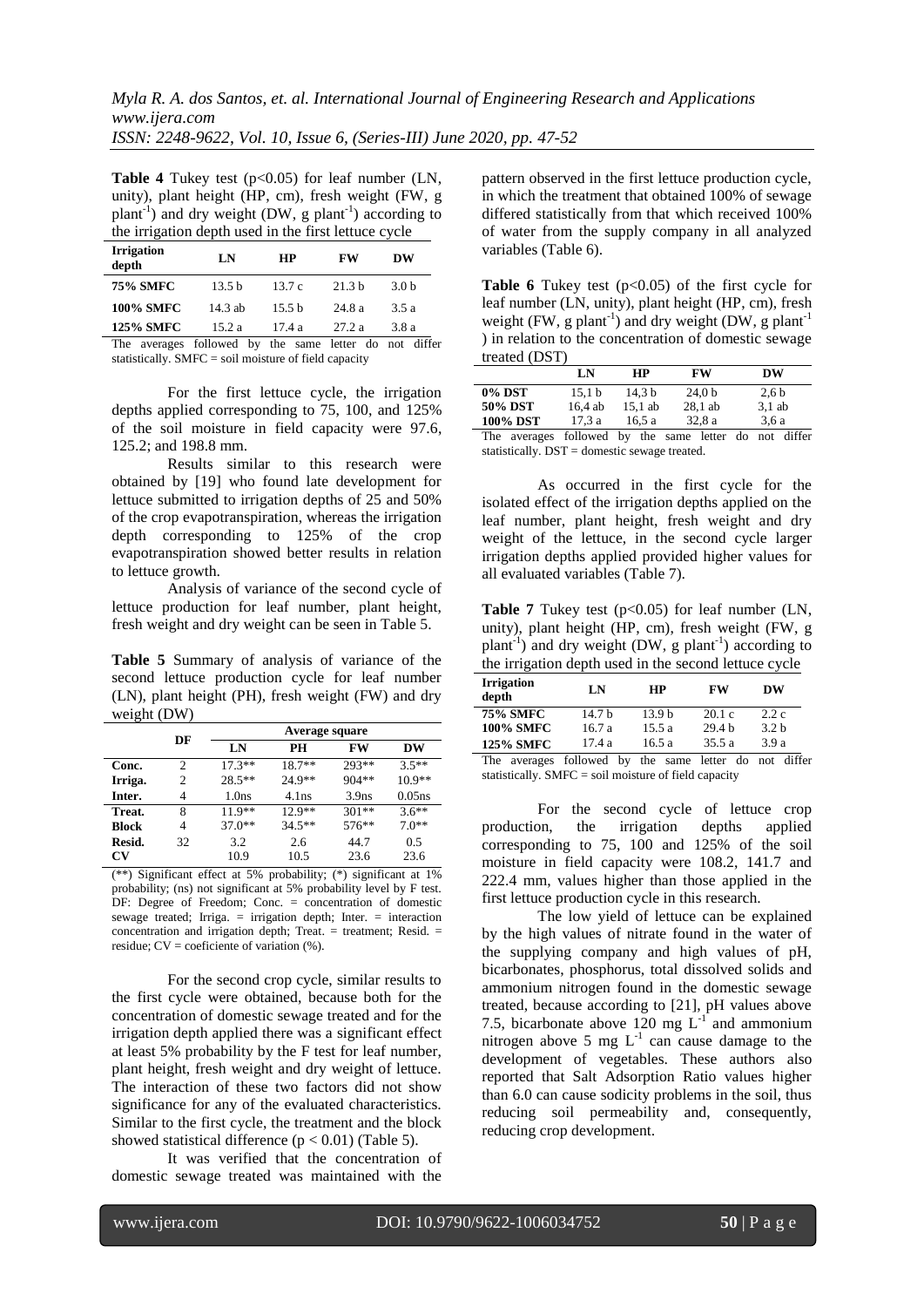**Table 4** Tukey test ($p<0.05$) for leaf number (LN, unity), plant height (HP, cm), fresh weight (FW, g plant$^{-1}$) and dry weight (DW, g plant$^{-1}$) according to the irrigation depth used in the first lettuce cycle

| Irrigation depth | LN | HP | FW | DW |
|---|---|---|---|---|
| **75% SMFC** | 13.5 b | 13.7 c | 21.3 b | 3.0 b |
| **100% SMFC** | 14.3 ab | 15.5 b | 24.8 a | 3.5 a |
| **125% SMFC** | 15.2 a | 17.4 a | 27.2 a | 3.8 a |

The averages followed by the same letter do not differ statistically. SMFC = soil moisture of field capacity

For the first lettuce cycle, the irrigation depths applied corresponding to 75, 100, and 125% of the soil moisture in field capacity were 97.6, 125.2; and 198.8 mm.

Results similar to this research were obtained by [19] who found late development for lettuce submitted to irrigation depths of 25 and 50% of the crop evapotranspiration, whereas the irrigation depth corresponding to 125% of the crop evapotranspiration showed better results in relation to lettuce growth.

Analysis of variance of the second cycle of lettuce production for leaf number, plant height, fresh weight and dry weight can be seen in Table 5.

**Table 5** Summary of analysis of variance of the second lettuce production cycle for leaf number (LN), plant height (PH), fresh weight (FW) and dry weight (DW)

| | DF | Average square | | | |
|---|---|---|---|---|---|
| | | LN | PH | FW | DW |
| **Conc.** | 2 | 17.3** | 18.7** | 293** | 3.5** |
| **Irriga.** | 2 | 28.5** | 24.9** | 904** | 10.9** |
| **Inter.** | 4 | 1.0ns | 4.1ns | 3.9ns | 0.05ns |
| **Treat.** | 8 | 11.9** | 12.9** | 301** | 3.6** |
| **Block** | 4 | 37.0** | 34.5** | 576** | 7.0** |
| **Resid.** | 32 | 3.2 | 2.6 | 44.7 | 0.5 |
| **CV** | | 10.9 | 10.5 | 23.6 | 23.6 |

(**) Significant effect at 5% probability; (*) significant at 1% probability; (ns) not significant at 5% probability level by F test. DF: Degree of Freedom; Conc. = concentration of domestic sewage treated; Irriga. = irrigation depth; Inter. = interaction concentration and irrigation depth; Treat. = treatment; Resid. = residue; CV = coeficiente of variation (%).

For the second crop cycle, similar results to the first cycle were obtained, because both for the concentration of domestic sewage treated and for the irrigation depth applied there was a significant effect at least 5% probability by the F test for leaf number, plant height, fresh weight and dry weight of lettuce. The interaction of these two factors did not show significance for any of the evaluated characteristics. Similar to the first cycle, the treatment and the block showed statistical difference ($p < 0.01$) (Table 5).

It was verified that the concentration of domestic sewage treated was maintained with the pattern observed in the first lettuce production cycle, in which the treatment that obtained 100% of sewage differed statistically from that which received 100% of water from the supply company in all analyzed variables (Table 6).

**Table 6** Tukey test ($p<0.05$) of the first cycle for leaf number (LN, unity), plant height (HP, cm), fresh weight (FW, g plant$^{-1}$) and dry weight (DW, g plant$^{-1}$) in relation to the concentration of domestic sewage treated (DST)

| | LN | HP | FW | DW |
|---|---|---|---|---|
| **0% DST** | 15,1 b | 14,3 b | 24,0 b | 2,6 b |
| **50% DST** | 16,4 ab | 15,1 ab | 28,1 ab | 3,1 ab |
| **100% DST** | 17,3 a | 16,5 a | 32,8 a | 3,6 a |

The averages followed by the same letter do not differ statistically. DST = domestic sewage treated.

As occurred in the first cycle for the isolated effect of the irrigation depths applied on the leaf number, plant height, fresh weight and dry weight of the lettuce, in the second cycle larger irrigation depths applied provided higher values for all evaluated variables (Table 7).

**Table 7** Tukey test ($p<0.05$) for leaf number (LN, unity), plant height (HP, cm), fresh weight (FW, g plant$^{-1}$) and dry weight (DW, g plant$^{-1}$) according to the irrigation depth used in the second lettuce cycle

| Irrigation depth | LN | HP | FW | DW |
|---|---|---|---|---|
| **75% SMFC** | 14.7 b | 13.9 b | 20.1 c | 2.2 c |
| **100% SMFC** | 16.7 a | 15.5 a | 29.4 b | 3.2 b |
| **125% SMFC** | 17.4 a | 16.5 a | 35.5 a | 3.9 a |

The averages followed by the same letter do not differ statistically. SMFC = soil moisture of field capacity

For the second cycle of lettuce crop production, the irrigation depths applied corresponding to 75, 100 and 125% of the soil moisture in field capacity were 108.2, 141.7 and 222.4 mm, values higher than those applied in the first lettuce production cycle in this research.

The low yield of lettuce can be explained by the high values of nitrate found in the water of the supplying company and high values of pH, bicarbonates, phosphorus, total dissolved solids and ammonium nitrogen found in the domestic sewage treated, because according to [21], pH values above 7.5, bicarbonate above 120 mg L$^{-1}$ and ammonium nitrogen above 5 mg L$^{-1}$ can cause damage to the development of vegetables. These authors also reported that Salt Adsorption Ratio values higher than 6.0 can cause sodicity problems in the soil, thus reducing soil permeability and, consequently, reducing crop development.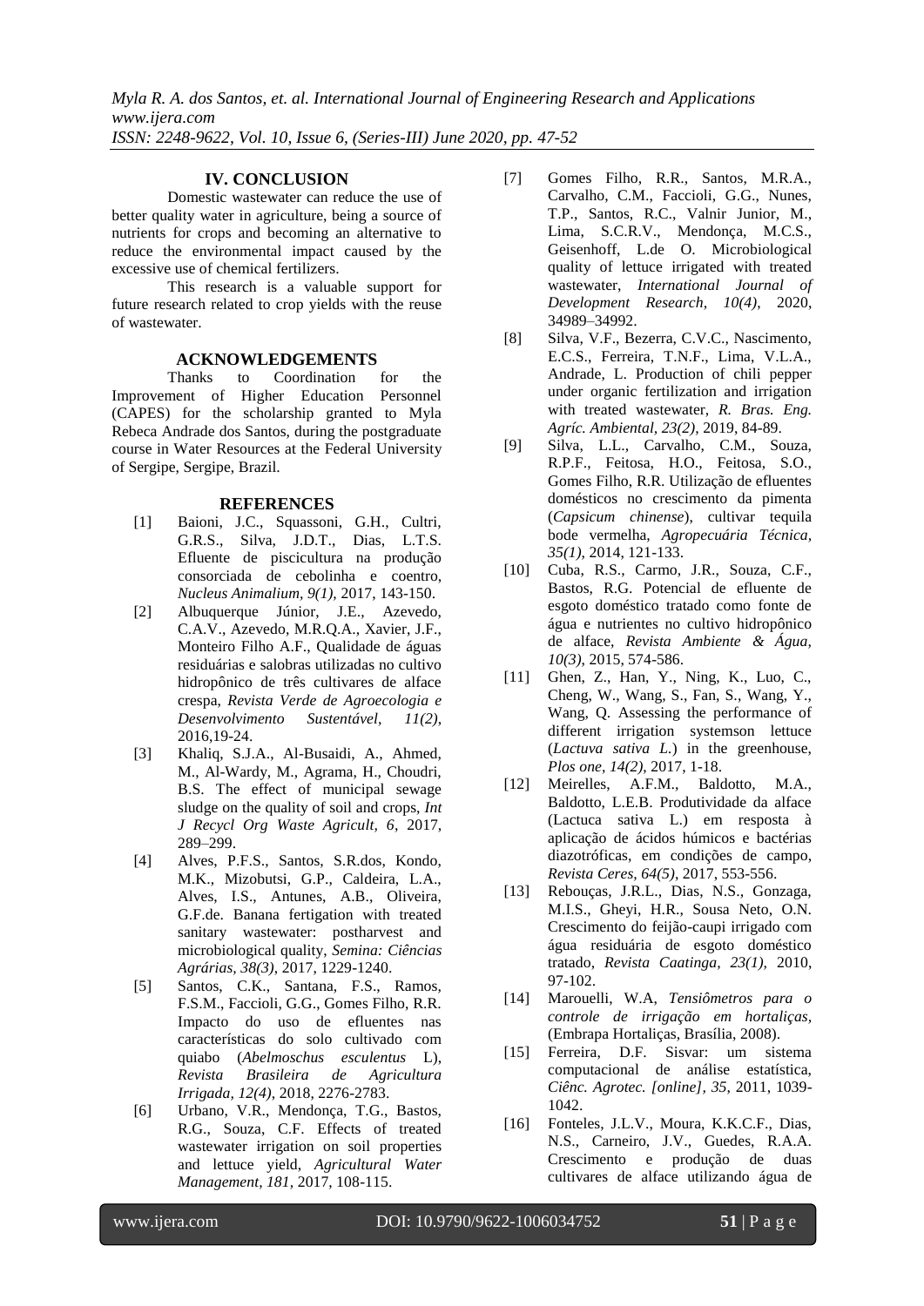## IV. CONCLUSION

Domestic wastewater can reduce the use of better quality water in agriculture, being a source of nutrients for crops and becoming an alternative to reduce the environmental impact caused by the excessive use of chemical fertilizers.

This research is a valuable support for future research related to crop yields with the reuse of wastewater.

## ACKNOWLEDGEMENTS

Thanks to Coordination for the Improvement of Higher Education Personnel (CAPES) for the scholarship granted to Myla Rebeca Andrade dos Santos, during the postgraduate course in Water Resources at the Federal University of Sergipe, Sergipe, Brazil.

## REFERENCES

[1] Baioni, J.C., Squassoni, G.H., Cultri, G.R.S., Silva, J.D.T., Dias, L.T.S. Efluente de piscicultura na produção consorciada de cebolinha e coentro, *Nucleus Animalium, 9(1)*, 2017, 143-150.

[2] Albuquerque Júnior, J.E., Azevedo, C.A.V., Azevedo, M.R.Q.A., Xavier, J.F., Monteiro Filho A.F., Qualidade de águas residuárias e salobras utilizadas no cultivo hidropônico de três cultivares de alface crespa, *Revista Verde de Agroecologia e Desenvolvimento Sustentável, 11(2)*, 2016,19-24.

[3] Khaliq, S.J.A., Al-Busaidi, A., Ahmed, M., Al-Wardy, M., Agrama, H., Choudri, B.S. The effect of municipal sewage sludge on the quality of soil and crops, *Int J Recycl Org Waste Agricult, 6*, 2017, 289–299.

[4] Alves, P.F.S., Santos, S.R.dos, Kondo, M.K., Mizobutsi, G.P., Caldeira, L.A., Alves, I.S., Antunes, A.B., Oliveira, G.F.de. Banana fertigation with treated sanitary wastewater: postharvest and microbiological quality, *Semina: Ciências Agrárias, 38(3)*, 2017, 1229-1240.

[5] Santos, C.K., Santana, F.S., Ramos, F.S.M., Faccioli, G.G., Gomes Filho, R.R. Impacto do uso de efluentes nas características do solo cultivado com quiabo (*Abelmoschus esculentus* L), *Revista Brasileira de Agricultura Irrigada, 12(4)*, 2018, 2276-2783.

[6] Urbano, V.R., Mendonça, T.G., Bastos, R.G., Souza, C.F. Effects of treated wastewater irrigation on soil properties and lettuce yield, *Agricultural Water Management, 181*, 2017, 108-115.

[7] Gomes Filho, R.R., Santos, M.R.A., Carvalho, C.M., Faccioli, G.G., Nunes, T.P., Santos, R.C., Valnir Junior, M., Lima, S.C.R.V., Mendonça, M.C.S., Geisenhoff, L.de O. Microbiological quality of lettuce irrigated with treated wastewater, *International Journal of Development Research, 10(4)*, 2020, 34989–34992.

[8] Silva, V.F., Bezerra, C.V.C., Nascimento, E.C.S., Ferreira, T.N.F., Lima, V.L.A., Andrade, L. Production of chili pepper under organic fertilization and irrigation with treated wastewater, *R. Bras. Eng. Agríc. Ambiental, 23(2)*, 2019, 84-89.

[9] Silva, L.L., Carvalho, C.M., Souza, R.P.F., Feitosa, H.O., Feitosa, S.O., Gomes Filho, R.R. Utilização de efluentes domésticos no crescimento da pimenta (*Capsicum chinense*), cultivar tequila bode vermelha, *Agropecuária Técnica, 35(1)*, 2014, 121-133.

[10] Cuba, R.S., Carmo, J.R., Souza, C.F., Bastos, R.G. Potencial de efluente de esgoto doméstico tratado como fonte de água e nutrientes no cultivo hidropônico de alface, *Revista Ambiente & Água, 10(3)*, 2015, 574-586.

[11] Ghen, Z., Han, Y., Ning, K., Luo, C., Cheng, W., Wang, S., Fan, S., Wang, Y., Wang, Q. Assessing the performance of different irrigation systemson lettuce (*Lactuva sativa L.*) in the greenhouse, *Plos one, 14(2)*, 2017, 1-18.

[12] Meirelles, A.F.M., Baldotto, M.A., Baldotto, L.E.B. Produtividade da alface (Lactuca sativa L.) em resposta à aplicação de ácidos húmicos e bactérias diazotróficas, em condições de campo, *Revista Ceres, 64(5)*, 2017, 553-556.

[13] Rebouças, J.R.L., Dias, N.S., Gonzaga, M.I.S., Gheyi, H.R., Sousa Neto, O.N. Crescimento do feijão-caupi irrigado com água residuária de esgoto doméstico tratado, *Revista Caatinga, 23(1)*, 2010, 97-102.

[14] Marouelli, W.A, *Tensiômetros para o controle de irrigação em hortaliças*, (Embrapa Hortaliças, Brasília, 2008).

[15] Ferreira, D.F. Sisvar: um sistema computacional de análise estatística, *Ciênc. Agrotec. [online], 35*, 2011, 1039-1042.

[16] Fonteles, J.L.V., Moura, K.K.C.F., Dias, N.S., Carneiro, J.V., Guedes, R.A.A. Crescimento e produção de duas cultivares de alface utilizando água de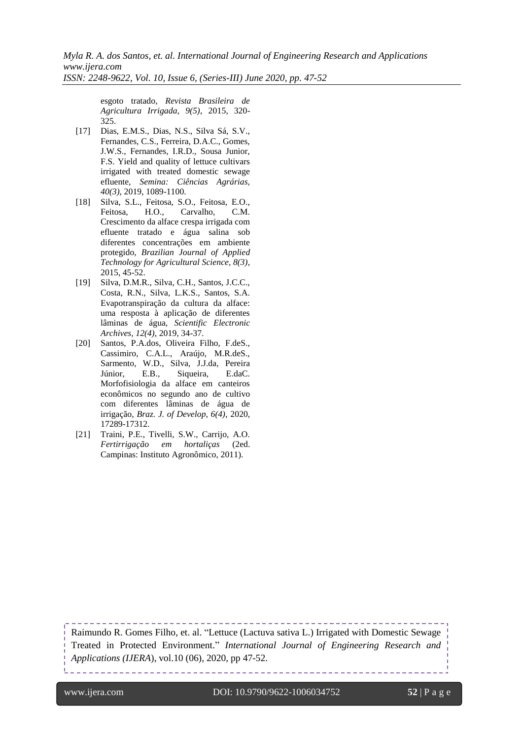esgoto tratado, *Revista Brasileira de Agricultura Irrigada, 9(5)*, 2015, 320-325.

[17] Dias, E.M.S., Dias, N.S., Silva Sá, S.V., Fernandes, C.S., Ferreira, D.A.C., Gomes, J.W.S., Fernandes, I.R.D., Sousa Junior, F.S. Yield and quality of lettuce cultivars irrigated with treated domestic sewage efluente, *Semina: Ciências Agrárias, 40(3)*, 2019, 1089-1100.

[18] Silva, S.L., Feitosa, S.O., Feitosa, E.O., Feitosa, H.O., Carvalho, C.M. Crescimento da alface crespa irrigada com efluente tratado e água salina sob diferentes concentrações em ambiente protegido, *Brazilian Journal of Applied Technology for Agricultural Science, 8(3)*, 2015, 45-52.

[19] Silva, D.M.R., Silva, C.H., Santos, J.C.C., Costa, R.N., Silva, L.K.S., Santos, S.A. Evapotranspiração da cultura da alface: uma resposta à aplicação de diferentes lâminas de água, *Scientific Electronic Archives, 12(4)*, 2019, 34-37.

[20] Santos, P.A.dos, Oliveira Filho, F.deS., Cassimiro, C.A.L., Araújo, M.R.deS., Sarmento, W.D., Silva, J.J.da, Pereira Júnior, E.B., Siqueira, E.daC. Morfofisiologia da alface em canteiros econômicos no segundo ano de cultivo com diferentes lâminas de água de irrigação, *Braz. J. of Develop, 6(4)*, 2020, 17289-17312.

[21] Traini, P.E., Tivelli, S.W., Carrijo, A.O. *Fertirrigação em hortaliças* (2ed. Campinas: Instituto Agronômico, 2011).

Raimundo R. Gomes Filho, et. al. "Lettuce (Lactuva sativa L.) Irrigated with Domestic Sewage Treated in Protected Environment." *International Journal of Engineering Research and Applications (IJERA*), vol.10 (06), 2020, pp 47-52.